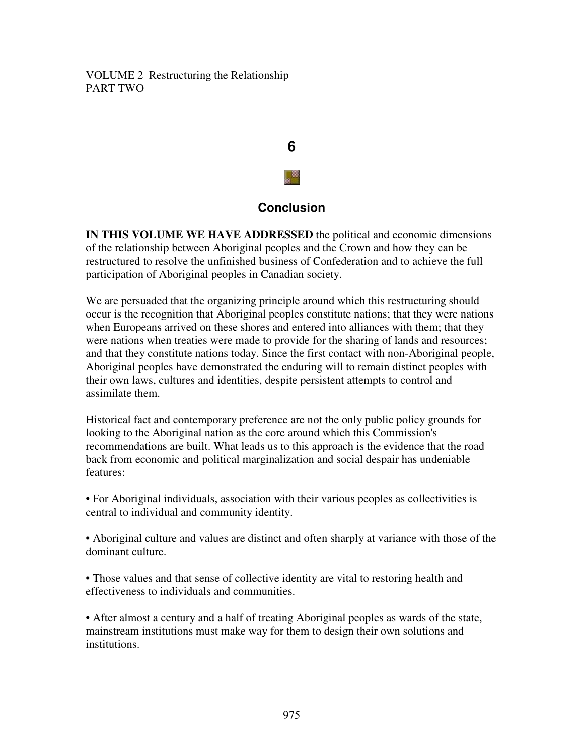VOLUME 2 Restructuring the Relationship
PART TWO

# 6

## Conclusion

**IN THIS VOLUME WE HAVE ADDRESSED** the political and economic dimensions of the relationship between Aboriginal peoples and the Crown and how they can be restructured to resolve the unfinished business of Confederation and to achieve the full participation of Aboriginal peoples in Canadian society.

We are persuaded that the organizing principle around which this restructuring should occur is the recognition that Aboriginal peoples constitute nations; that they were nations when Europeans arrived on these shores and entered into alliances with them; that they were nations when treaties were made to provide for the sharing of lands and resources; and that they constitute nations today. Since the first contact with non-Aboriginal people, Aboriginal peoples have demonstrated the enduring will to remain distinct peoples with their own laws, cultures and identities, despite persistent attempts to control and assimilate them.

Historical fact and contemporary preference are not the only public policy grounds for looking to the Aboriginal nation as the core around which this Commission's recommendations are built. What leads us to this approach is the evidence that the road back from economic and political marginalization and social despair has undeniable features:

- For Aboriginal individuals, association with their various peoples as collectivities is central to individual and community identity.

- Aboriginal culture and values are distinct and often sharply at variance with those of the dominant culture.

- Those values and that sense of collective identity are vital to restoring health and effectiveness to individuals and communities.

- After almost a century and a half of treating Aboriginal peoples as wards of the state, mainstream institutions must make way for them to design their own solutions and institutions.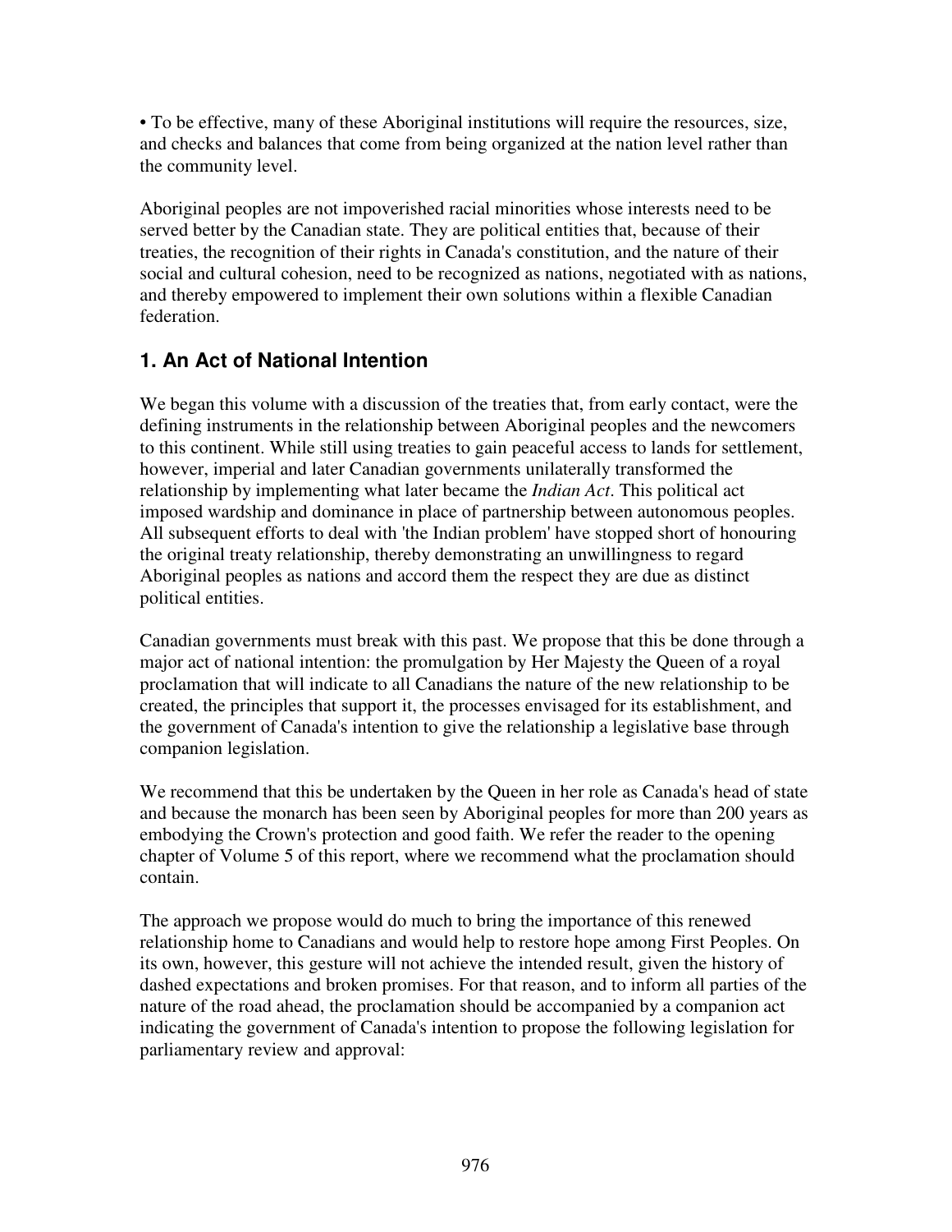• To be effective, many of these Aboriginal institutions will require the resources, size, and checks and balances that come from being organized at the nation level rather than the community level.

Aboriginal peoples are not impoverished racial minorities whose interests need to be served better by the Canadian state. They are political entities that, because of their treaties, the recognition of their rights in Canada's constitution, and the nature of their social and cultural cohesion, need to be recognized as nations, negotiated with as nations, and thereby empowered to implement their own solutions within a flexible Canadian federation.

## 1. An Act of National Intention

We began this volume with a discussion of the treaties that, from early contact, were the defining instruments in the relationship between Aboriginal peoples and the newcomers to this continent. While still using treaties to gain peaceful access to lands for settlement, however, imperial and later Canadian governments unilaterally transformed the relationship by implementing what later became the *Indian Act*. This political act imposed wardship and dominance in place of partnership between autonomous peoples. All subsequent efforts to deal with 'the Indian problem' have stopped short of honouring the original treaty relationship, thereby demonstrating an unwillingness to regard Aboriginal peoples as nations and accord them the respect they are due as distinct political entities.

Canadian governments must break with this past. We propose that this be done through a major act of national intention: the promulgation by Her Majesty the Queen of a royal proclamation that will indicate to all Canadians the nature of the new relationship to be created, the principles that support it, the processes envisaged for its establishment, and the government of Canada's intention to give the relationship a legislative base through companion legislation.

We recommend that this be undertaken by the Queen in her role as Canada's head of state and because the monarch has been seen by Aboriginal peoples for more than 200 years as embodying the Crown's protection and good faith. We refer the reader to the opening chapter of Volume 5 of this report, where we recommend what the proclamation should contain.

The approach we propose would do much to bring the importance of this renewed relationship home to Canadians and would help to restore hope among First Peoples. On its own, however, this gesture will not achieve the intended result, given the history of dashed expectations and broken promises. For that reason, and to inform all parties of the nature of the road ahead, the proclamation should be accompanied by a companion act indicating the government of Canada's intention to propose the following legislation for parliamentary review and approval: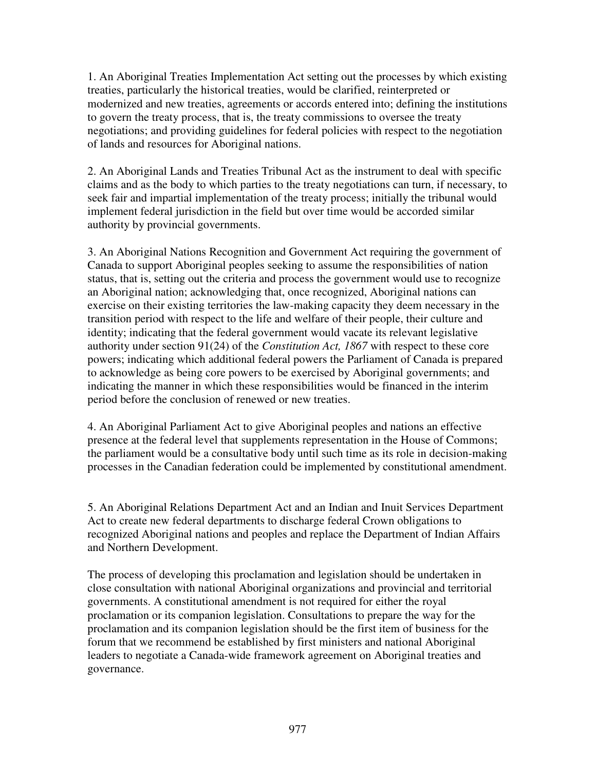1. An Aboriginal Treaties Implementation Act setting out the processes by which existing treaties, particularly the historical treaties, would be clarified, reinterpreted or modernized and new treaties, agreements or accords entered into; defining the institutions to govern the treaty process, that is, the treaty commissions to oversee the treaty negotiations; and providing guidelines for federal policies with respect to the negotiation of lands and resources for Aboriginal nations.

2. An Aboriginal Lands and Treaties Tribunal Act as the instrument to deal with specific claims and as the body to which parties to the treaty negotiations can turn, if necessary, to seek fair and impartial implementation of the treaty process; initially the tribunal would implement federal jurisdiction in the field but over time would be accorded similar authority by provincial governments.

3. An Aboriginal Nations Recognition and Government Act requiring the government of Canada to support Aboriginal peoples seeking to assume the responsibilities of nation status, that is, setting out the criteria and process the government would use to recognize an Aboriginal nation; acknowledging that, once recognized, Aboriginal nations can exercise on their existing territories the law-making capacity they deem necessary in the transition period with respect to the life and welfare of their people, their culture and identity; indicating that the federal government would vacate its relevant legislative authority under section 91(24) of the *Constitution Act, 1867* with respect to these core powers; indicating which additional federal powers the Parliament of Canada is prepared to acknowledge as being core powers to be exercised by Aboriginal governments; and indicating the manner in which these responsibilities would be financed in the interim period before the conclusion of renewed or new treaties.

4. An Aboriginal Parliament Act to give Aboriginal peoples and nations an effective presence at the federal level that supplements representation in the House of Commons; the parliament would be a consultative body until such time as its role in decision-making processes in the Canadian federation could be implemented by constitutional amendment.

5. An Aboriginal Relations Department Act and an Indian and Inuit Services Department Act to create new federal departments to discharge federal Crown obligations to recognized Aboriginal nations and peoples and replace the Department of Indian Affairs and Northern Development.

The process of developing this proclamation and legislation should be undertaken in close consultation with national Aboriginal organizations and provincial and territorial governments. A constitutional amendment is not required for either the royal proclamation or its companion legislation. Consultations to prepare the way for the proclamation and its companion legislation should be the first item of business for the forum that we recommend be established by first ministers and national Aboriginal leaders to negotiate a Canada-wide framework agreement on Aboriginal treaties and governance.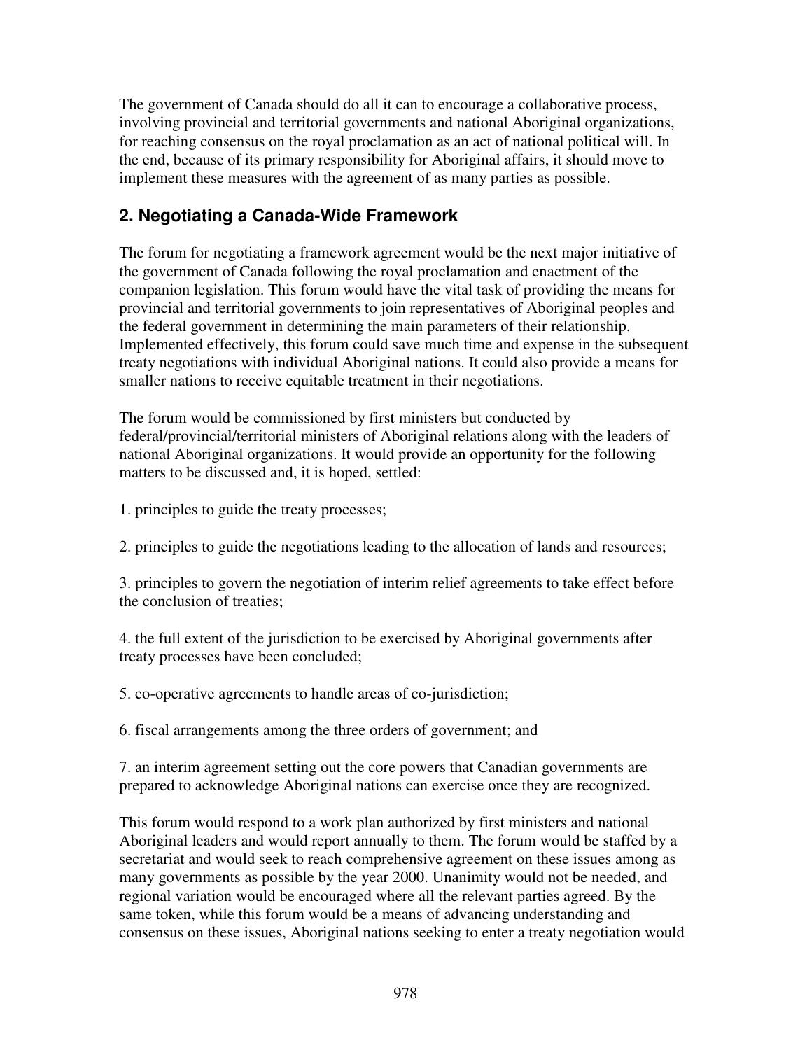The government of Canada should do all it can to encourage a collaborative process, involving provincial and territorial governments and national Aboriginal organizations, for reaching consensus on the royal proclamation as an act of national political will. In the end, because of its primary responsibility for Aboriginal affairs, it should move to implement these measures with the agreement of as many parties as possible.

## 2. Negotiating a Canada-Wide Framework

The forum for negotiating a framework agreement would be the next major initiative of the government of Canada following the royal proclamation and enactment of the companion legislation. This forum would have the vital task of providing the means for provincial and territorial governments to join representatives of Aboriginal peoples and the federal government in determining the main parameters of their relationship. Implemented effectively, this forum could save much time and expense in the subsequent treaty negotiations with individual Aboriginal nations. It could also provide a means for smaller nations to receive equitable treatment in their negotiations.

The forum would be commissioned by first ministers but conducted by federal/provincial/territorial ministers of Aboriginal relations along with the leaders of national Aboriginal organizations. It would provide an opportunity for the following matters to be discussed and, it is hoped, settled:

1. principles to guide the treaty processes;

2. principles to guide the negotiations leading to the allocation of lands and resources;

3. principles to govern the negotiation of interim relief agreements to take effect before the conclusion of treaties;

4. the full extent of the jurisdiction to be exercised by Aboriginal governments after treaty processes have been concluded;

5. co-operative agreements to handle areas of co-jurisdiction;

6. fiscal arrangements among the three orders of government; and

7. an interim agreement setting out the core powers that Canadian governments are prepared to acknowledge Aboriginal nations can exercise once they are recognized.

This forum would respond to a work plan authorized by first ministers and national Aboriginal leaders and would report annually to them. The forum would be staffed by a secretariat and would seek to reach comprehensive agreement on these issues among as many governments as possible by the year 2000. Unanimity would not be needed, and regional variation would be encouraged where all the relevant parties agreed. By the same token, while this forum would be a means of advancing understanding and consensus on these issues, Aboriginal nations seeking to enter a treaty negotiation would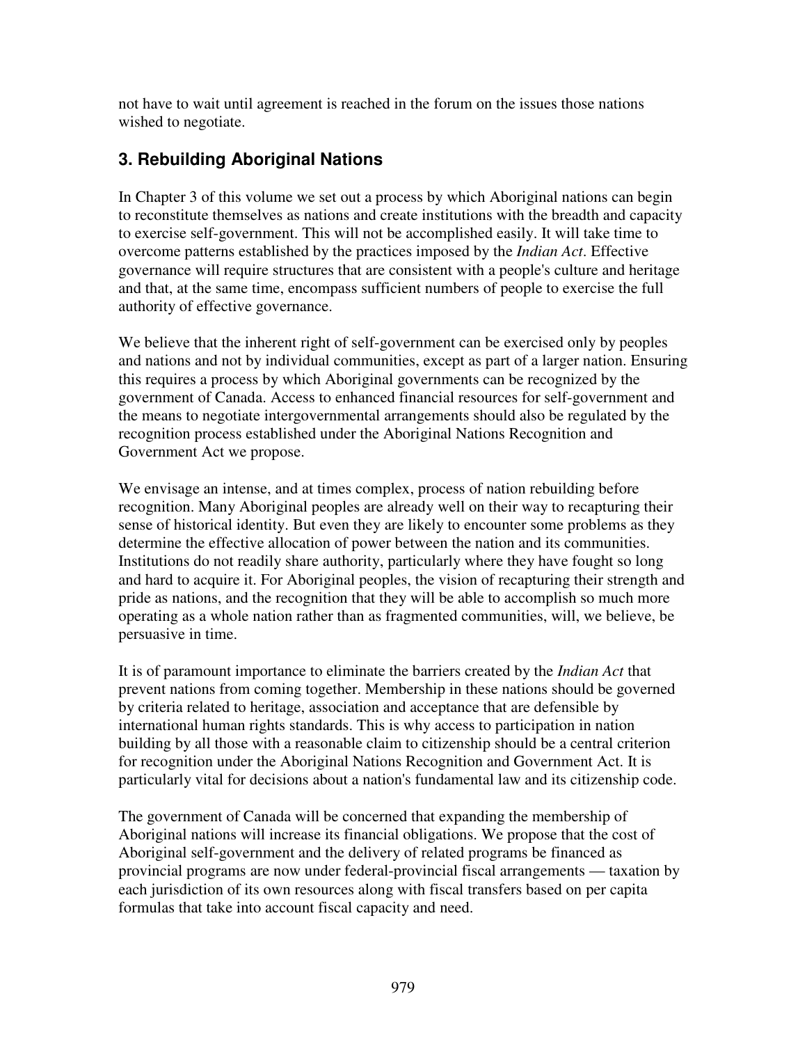not have to wait until agreement is reached in the forum on the issues those nations wished to negotiate.

## 3. Rebuilding Aboriginal Nations

In Chapter 3 of this volume we set out a process by which Aboriginal nations can begin to reconstitute themselves as nations and create institutions with the breadth and capacity to exercise self-government. This will not be accomplished easily. It will take time to overcome patterns established by the practices imposed by the *Indian Act*. Effective governance will require structures that are consistent with a people's culture and heritage and that, at the same time, encompass sufficient numbers of people to exercise the full authority of effective governance.

We believe that the inherent right of self-government can be exercised only by peoples and nations and not by individual communities, except as part of a larger nation. Ensuring this requires a process by which Aboriginal governments can be recognized by the government of Canada. Access to enhanced financial resources for self-government and the means to negotiate intergovernmental arrangements should also be regulated by the recognition process established under the Aboriginal Nations Recognition and Government Act we propose.

We envisage an intense, and at times complex, process of nation rebuilding before recognition. Many Aboriginal peoples are already well on their way to recapturing their sense of historical identity. But even they are likely to encounter some problems as they determine the effective allocation of power between the nation and its communities. Institutions do not readily share authority, particularly where they have fought so long and hard to acquire it. For Aboriginal peoples, the vision of recapturing their strength and pride as nations, and the recognition that they will be able to accomplish so much more operating as a whole nation rather than as fragmented communities, will, we believe, be persuasive in time.

It is of paramount importance to eliminate the barriers created by the *Indian Act* that prevent nations from coming together. Membership in these nations should be governed by criteria related to heritage, association and acceptance that are defensible by international human rights standards. This is why access to participation in nation building by all those with a reasonable claim to citizenship should be a central criterion for recognition under the Aboriginal Nations Recognition and Government Act. It is particularly vital for decisions about a nation's fundamental law and its citizenship code.

The government of Canada will be concerned that expanding the membership of Aboriginal nations will increase its financial obligations. We propose that the cost of Aboriginal self-government and the delivery of related programs be financed as provincial programs are now under federal-provincial fiscal arrangements — taxation by each jurisdiction of its own resources along with fiscal transfers based on per capita formulas that take into account fiscal capacity and need.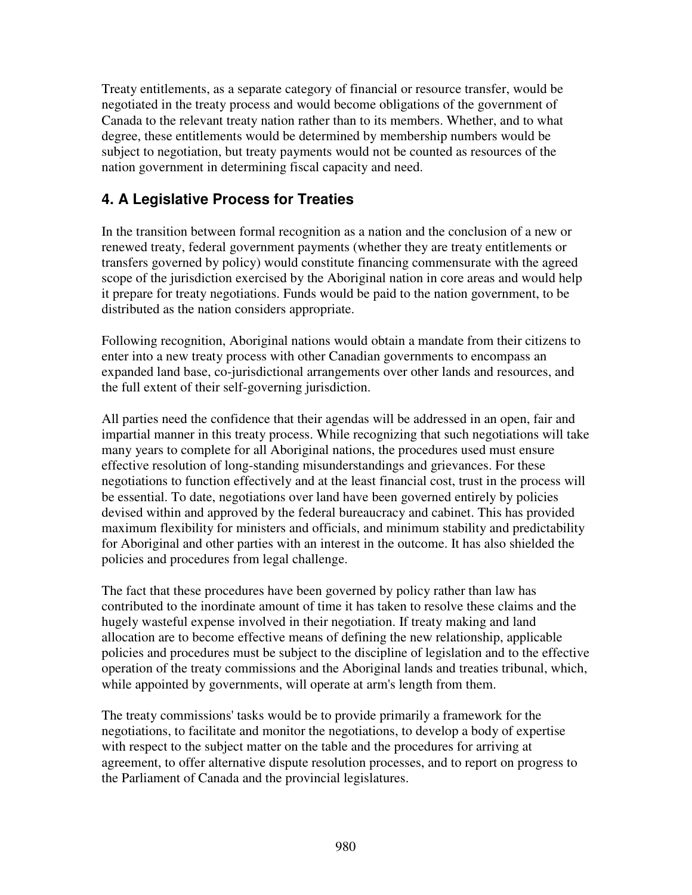Treaty entitlements, as a separate category of financial or resource transfer, would be negotiated in the treaty process and would become obligations of the government of Canada to the relevant treaty nation rather than to its members. Whether, and to what degree, these entitlements would be determined by membership numbers would be subject to negotiation, but treaty payments would not be counted as resources of the nation government in determining fiscal capacity and need.

## 4. A Legislative Process for Treaties

In the transition between formal recognition as a nation and the conclusion of a new or renewed treaty, federal government payments (whether they are treaty entitlements or transfers governed by policy) would constitute financing commensurate with the agreed scope of the jurisdiction exercised by the Aboriginal nation in core areas and would help it prepare for treaty negotiations. Funds would be paid to the nation government, to be distributed as the nation considers appropriate.

Following recognition, Aboriginal nations would obtain a mandate from their citizens to enter into a new treaty process with other Canadian governments to encompass an expanded land base, co-jurisdictional arrangements over other lands and resources, and the full extent of their self-governing jurisdiction.

All parties need the confidence that their agendas will be addressed in an open, fair and impartial manner in this treaty process. While recognizing that such negotiations will take many years to complete for all Aboriginal nations, the procedures used must ensure effective resolution of long-standing misunderstandings and grievances. For these negotiations to function effectively and at the least financial cost, trust in the process will be essential. To date, negotiations over land have been governed entirely by policies devised within and approved by the federal bureaucracy and cabinet. This has provided maximum flexibility for ministers and officials, and minimum stability and predictability for Aboriginal and other parties with an interest in the outcome. It has also shielded the policies and procedures from legal challenge.

The fact that these procedures have been governed by policy rather than law has contributed to the inordinate amount of time it has taken to resolve these claims and the hugely wasteful expense involved in their negotiation. If treaty making and land allocation are to become effective means of defining the new relationship, applicable policies and procedures must be subject to the discipline of legislation and to the effective operation of the treaty commissions and the Aboriginal lands and treaties tribunal, which, while appointed by governments, will operate at arm's length from them.

The treaty commissions' tasks would be to provide primarily a framework for the negotiations, to facilitate and monitor the negotiations, to develop a body of expertise with respect to the subject matter on the table and the procedures for arriving at agreement, to offer alternative dispute resolution processes, and to report on progress to the Parliament of Canada and the provincial legislatures.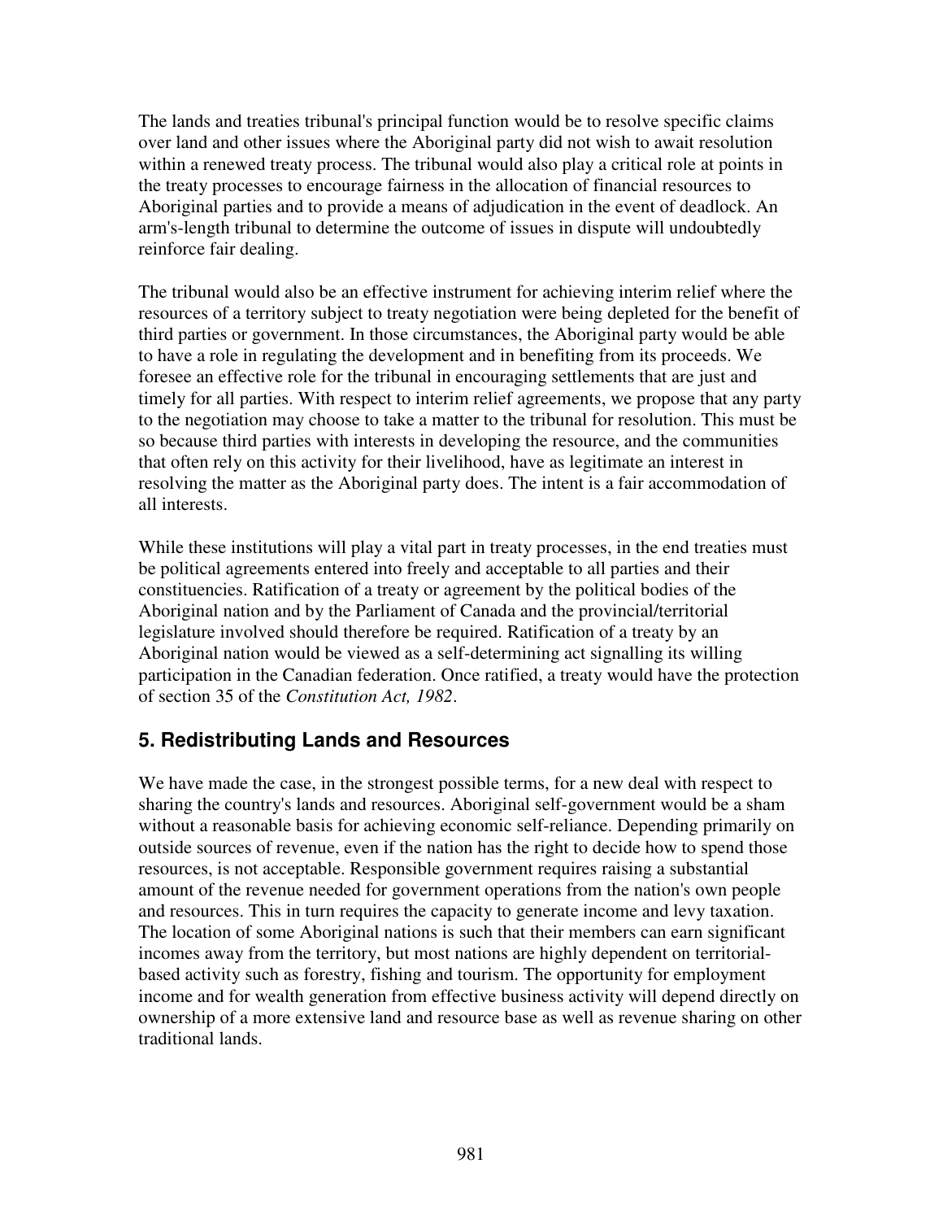The lands and treaties tribunal's principal function would be to resolve specific claims over land and other issues where the Aboriginal party did not wish to await resolution within a renewed treaty process. The tribunal would also play a critical role at points in the treaty processes to encourage fairness in the allocation of financial resources to Aboriginal parties and to provide a means of adjudication in the event of deadlock. An arm's-length tribunal to determine the outcome of issues in dispute will undoubtedly reinforce fair dealing.

The tribunal would also be an effective instrument for achieving interim relief where the resources of a territory subject to treaty negotiation were being depleted for the benefit of third parties or government. In those circumstances, the Aboriginal party would be able to have a role in regulating the development and in benefiting from its proceeds. We foresee an effective role for the tribunal in encouraging settlements that are just and timely for all parties. With respect to interim relief agreements, we propose that any party to the negotiation may choose to take a matter to the tribunal for resolution. This must be so because third parties with interests in developing the resource, and the communities that often rely on this activity for their livelihood, have as legitimate an interest in resolving the matter as the Aboriginal party does. The intent is a fair accommodation of all interests.

While these institutions will play a vital part in treaty processes, in the end treaties must be political agreements entered into freely and acceptable to all parties and their constituencies. Ratification of a treaty or agreement by the political bodies of the Aboriginal nation and by the Parliament of Canada and the provincial/territorial legislature involved should therefore be required. Ratification of a treaty by an Aboriginal nation would be viewed as a self-determining act signalling its willing participation in the Canadian federation. Once ratified, a treaty would have the protection of section 35 of the *Constitution Act, 1982*.

## 5. Redistributing Lands and Resources

We have made the case, in the strongest possible terms, for a new deal with respect to sharing the country's lands and resources. Aboriginal self-government would be a sham without a reasonable basis for achieving economic self-reliance. Depending primarily on outside sources of revenue, even if the nation has the right to decide how to spend those resources, is not acceptable. Responsible government requires raising a substantial amount of the revenue needed for government operations from the nation's own people and resources. This in turn requires the capacity to generate income and levy taxation. The location of some Aboriginal nations is such that their members can earn significant incomes away from the territory, but most nations are highly dependent on territorial-based activity such as forestry, fishing and tourism. The opportunity for employment income and for wealth generation from effective business activity will depend directly on ownership of a more extensive land and resource base as well as revenue sharing on other traditional lands.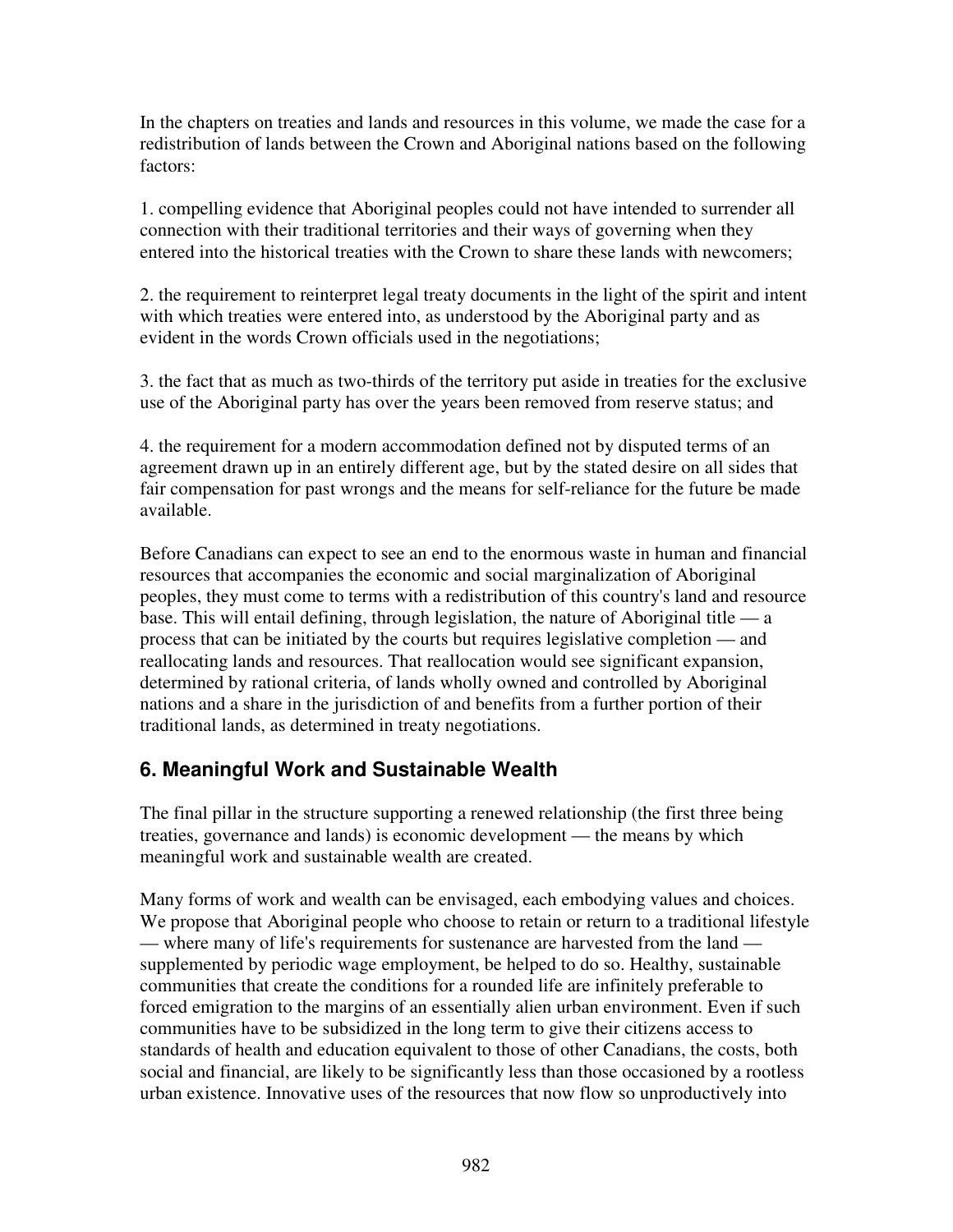In the chapters on treaties and lands and resources in this volume, we made the case for a redistribution of lands between the Crown and Aboriginal nations based on the following factors:

1. compelling evidence that Aboriginal peoples could not have intended to surrender all connection with their traditional territories and their ways of governing when they entered into the historical treaties with the Crown to share these lands with newcomers;

2. the requirement to reinterpret legal treaty documents in the light of the spirit and intent with which treaties were entered into, as understood by the Aboriginal party and as evident in the words Crown officials used in the negotiations;

3. the fact that as much as two-thirds of the territory put aside in treaties for the exclusive use of the Aboriginal party has over the years been removed from reserve status; and

4. the requirement for a modern accommodation defined not by disputed terms of an agreement drawn up in an entirely different age, but by the stated desire on all sides that fair compensation for past wrongs and the means for self-reliance for the future be made available.

Before Canadians can expect to see an end to the enormous waste in human and financial resources that accompanies the economic and social marginalization of Aboriginal peoples, they must come to terms with a redistribution of this country's land and resource base. This will entail defining, through legislation, the nature of Aboriginal title — a process that can be initiated by the courts but requires legislative completion — and reallocating lands and resources. That reallocation would see significant expansion, determined by rational criteria, of lands wholly owned and controlled by Aboriginal nations and a share in the jurisdiction of and benefits from a further portion of their traditional lands, as determined in treaty negotiations.

## 6. Meaningful Work and Sustainable Wealth

The final pillar in the structure supporting a renewed relationship (the first three being treaties, governance and lands) is economic development — the means by which meaningful work and sustainable wealth are created.

Many forms of work and wealth can be envisaged, each embodying values and choices. We propose that Aboriginal people who choose to retain or return to a traditional lifestyle — where many of life's requirements for sustenance are harvested from the land — supplemented by periodic wage employment, be helped to do so. Healthy, sustainable communities that create the conditions for a rounded life are infinitely preferable to forced emigration to the margins of an essentially alien urban environment. Even if such communities have to be subsidized in the long term to give their citizens access to standards of health and education equivalent to those of other Canadians, the costs, both social and financial, are likely to be significantly less than those occasioned by a rootless urban existence. Innovative uses of the resources that now flow so unproductively into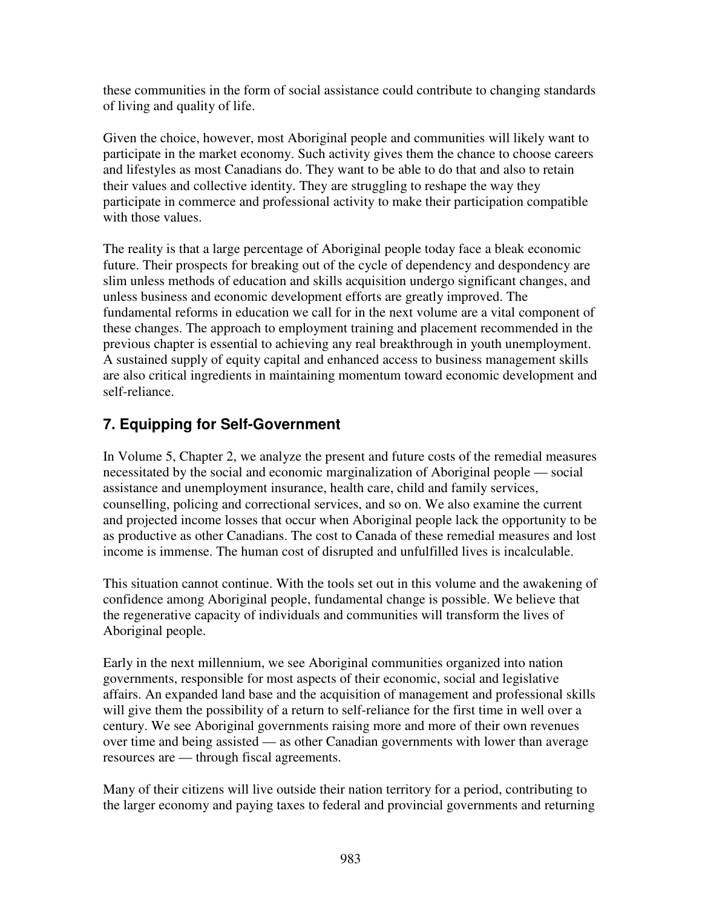these communities in the form of social assistance could contribute to changing standards of living and quality of life.

Given the choice, however, most Aboriginal people and communities will likely want to participate in the market economy. Such activity gives them the chance to choose careers and lifestyles as most Canadians do. They want to be able to do that and also to retain their values and collective identity. They are struggling to reshape the way they participate in commerce and professional activity to make their participation compatible with those values.

The reality is that a large percentage of Aboriginal people today face a bleak economic future. Their prospects for breaking out of the cycle of dependency and despondency are slim unless methods of education and skills acquisition undergo significant changes, and unless business and economic development efforts are greatly improved. The fundamental reforms in education we call for in the next volume are a vital component of these changes. The approach to employment training and placement recommended in the previous chapter is essential to achieving any real breakthrough in youth unemployment. A sustained supply of equity capital and enhanced access to business management skills are also critical ingredients in maintaining momentum toward economic development and self-reliance.

## 7. Equipping for Self-Government

In Volume 5, Chapter 2, we analyze the present and future costs of the remedial measures necessitated by the social and economic marginalization of Aboriginal people — social assistance and unemployment insurance, health care, child and family services, counselling, policing and correctional services, and so on. We also examine the current and projected income losses that occur when Aboriginal people lack the opportunity to be as productive as other Canadians. The cost to Canada of these remedial measures and lost income is immense. The human cost of disrupted and unfulfilled lives is incalculable.

This situation cannot continue. With the tools set out in this volume and the awakening of confidence among Aboriginal people, fundamental change is possible. We believe that the regenerative capacity of individuals and communities will transform the lives of Aboriginal people.

Early in the next millennium, we see Aboriginal communities organized into nation governments, responsible for most aspects of their economic, social and legislative affairs. An expanded land base and the acquisition of management and professional skills will give them the possibility of a return to self-reliance for the first time in well over a century. We see Aboriginal governments raising more and more of their own revenues over time and being assisted — as other Canadian governments with lower than average resources are — through fiscal agreements.

Many of their citizens will live outside their nation territory for a period, contributing to the larger economy and paying taxes to federal and provincial governments and returning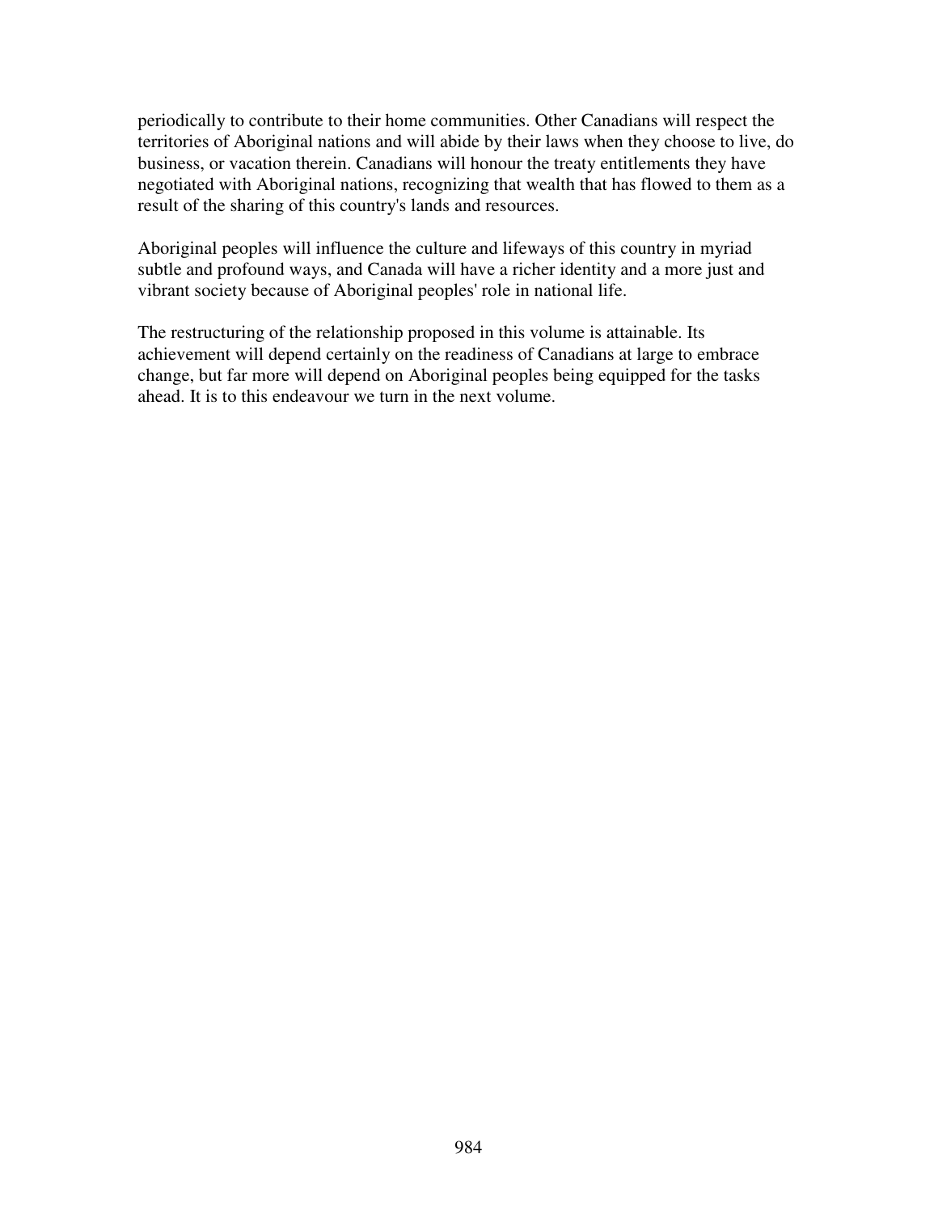periodically to contribute to their home communities. Other Canadians will respect the territories of Aboriginal nations and will abide by their laws when they choose to live, do business, or vacation therein. Canadians will honour the treaty entitlements they have negotiated with Aboriginal nations, recognizing that wealth that has flowed to them as a result of the sharing of this country's lands and resources.

Aboriginal peoples will influence the culture and lifeways of this country in myriad subtle and profound ways, and Canada will have a richer identity and a more just and vibrant society because of Aboriginal peoples' role in national life.

The restructuring of the relationship proposed in this volume is attainable. Its achievement will depend certainly on the readiness of Canadians at large to embrace change, but far more will depend on Aboriginal peoples being equipped for the tasks ahead. It is to this endeavour we turn in the next volume.